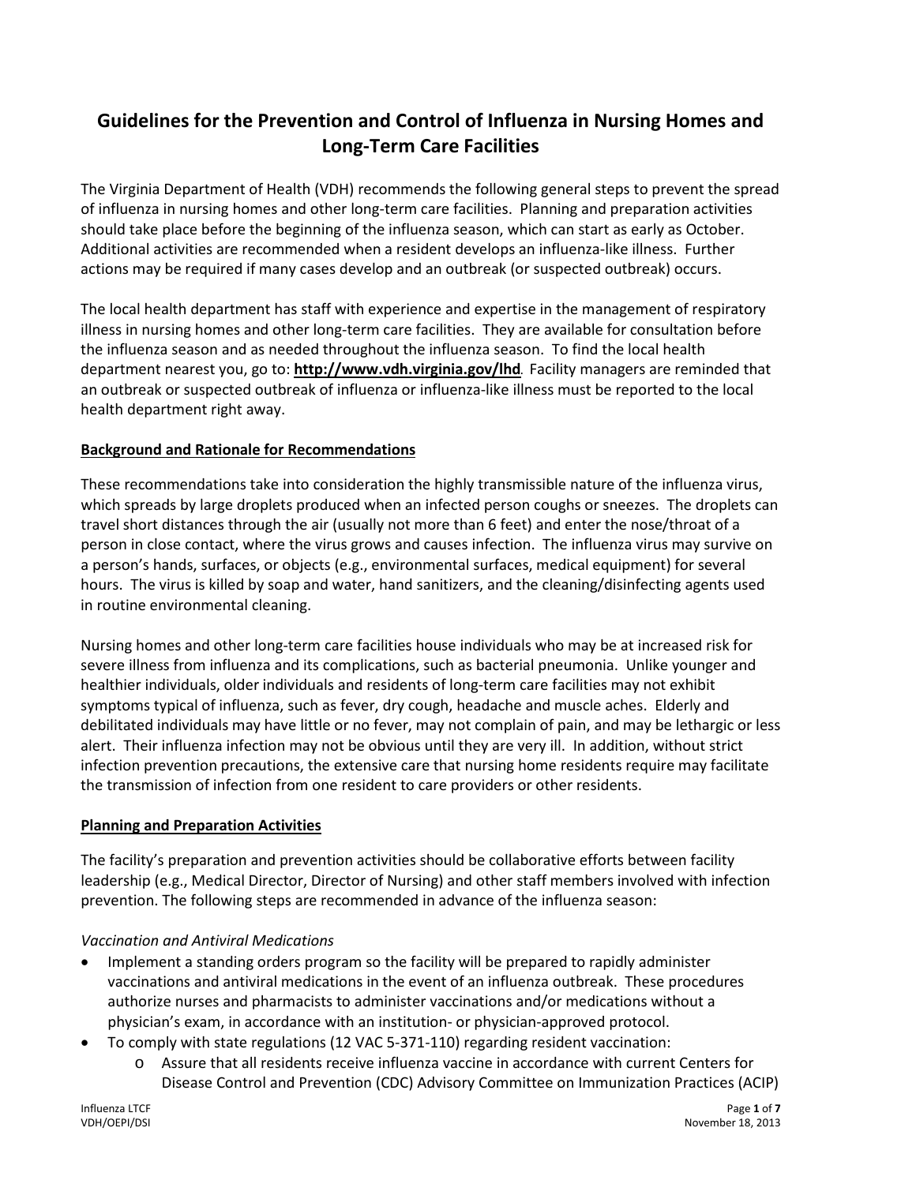# Guidelines for the Prevention and Control of Influenza in Nursing Homes and Long-Term Care Facilities

The Virginia Department of Health (VDH) recommends the following general steps to prevent the spread of influenza in nursing homes and other long-term care facilities. Planning and preparation activities should take place before the beginning of the influenza season, which can start as early as October. Additional activities are recommended when a resident develops an influenza-like illness. Further actions may be required if many cases develop and an outbreak (or suspected outbreak) occurs.

The local health department has staff with experience and expertise in the management of respiratory illness in nursing homes and other long-term care facilities. They are available for consultation before the influenza season and as needed throughout the influenza season. To find the local health department nearest you, go to: **http://www.vdh.virginia.gov/lhd**. Facility managers are reminded that an outbreak or suspected outbreak of influenza or influenza-like illness must be reported to the local health department right away.

## Background and Rationale for Recommendations

These recommendations take into consideration the highly transmissible nature of the influenza virus, which spreads by large droplets produced when an infected person coughs or sneezes. The droplets can travel short distances through the air (usually not more than 6 feet) and enter the nose/throat of a person in close contact, where the virus grows and causes infection. The influenza virus may survive on a person's hands, surfaces, or objects (e.g., environmental surfaces, medical equipment) for several hours. The virus is killed by soap and water, hand sanitizers, and the cleaning/disinfecting agents used in routine environmental cleaning.

Nursing homes and other long-term care facilities house individuals who may be at increased risk for severe illness from influenza and its complications, such as bacterial pneumonia. Unlike younger and healthier individuals, older individuals and residents of long-term care facilities may not exhibit symptoms typical of influenza, such as fever, dry cough, headache and muscle aches. Elderly and debilitated individuals may have little or no fever, may not complain of pain, and may be lethargic or less alert. Their influenza infection may not be obvious until they are very ill. In addition, without strict infection prevention precautions, the extensive care that nursing home residents require may facilitate the transmission of infection from one resident to care providers or other residents.

## Planning and Preparation Activities

The facility's preparation and prevention activities should be collaborative efforts between facility leadership (e.g., Medical Director, Director of Nursing) and other staff members involved with infection prevention. The following steps are recommended in advance of the influenza season:

### *Vaccination and Antiviral Medications*

- Implement a standing orders program so the facility will be prepared to rapidly administer vaccinations and antiviral medications in the event of an influenza outbreak. These procedures authorize nurses and pharmacists to administer vaccinations and/or medications without a physician's exam, in accordance with an institution- or physician-approved protocol.
- To comply with state regulations (12 VAC 5-371-110) regarding resident vaccination:
  - Assure that all residents receive influenza vaccine in accordance with current Centers for Disease Control and Prevention (CDC) Advisory Committee on Immunization Practices (ACIP)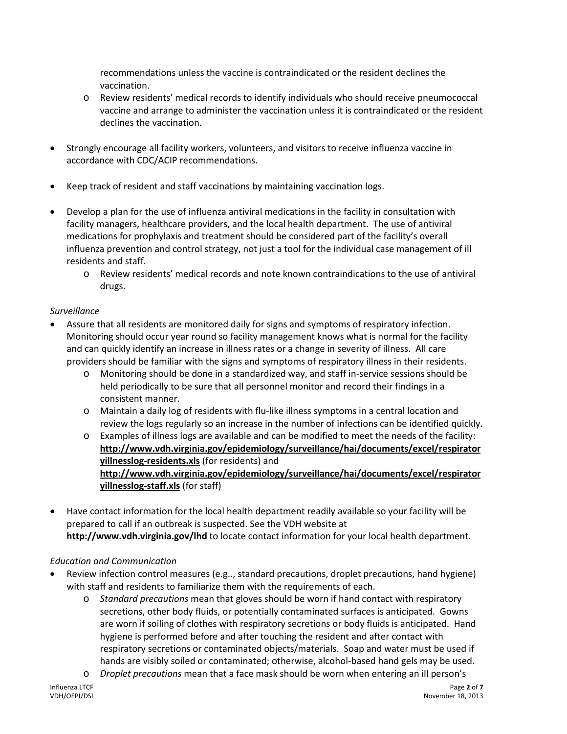recommendations unless the vaccine is contraindicated or the resident declines the vaccination.

  - Review residents' medical records to identify individuals who should receive pneumococcal vaccine and arrange to administer the vaccination unless it is contraindicated or the resident declines the vaccination.

- Strongly encourage all facility workers, volunteers, and visitors to receive influenza vaccine in accordance with CDC/ACIP recommendations.

- Keep track of resident and staff vaccinations by maintaining vaccination logs.

- Develop a plan for the use of influenza antiviral medications in the facility in consultation with facility managers, healthcare providers, and the local health department. The use of antiviral medications for prophylaxis and treatment should be considered part of the facility's overall influenza prevention and control strategy, not just a tool for the individual case management of ill residents and staff.
  - Review residents' medical records and note known contraindications to the use of antiviral drugs.

*Surveillance*

- Assure that all residents are monitored daily for signs and symptoms of respiratory infection. Monitoring should occur year round so facility management knows what is normal for the facility and can quickly identify an increase in illness rates or a change in severity of illness. All care providers should be familiar with the signs and symptoms of respiratory illness in their residents.
  - Monitoring should be done in a standardized way, and staff in-service sessions should be held periodically to be sure that all personnel monitor and record their findings in a consistent manner.
  - Maintain a daily log of residents with flu-like illness symptoms in a central location and review the logs regularly so an increase in the number of infections can be identified quickly.
  - Examples of illness logs are available and can be modified to meet the needs of the facility: **http://www.vdh.virginia.gov/epidemiology/surveillance/hai/documents/excel/respiratoryillnesslog-residents.xls** (for residents) and **http://www.vdh.virginia.gov/epidemiology/surveillance/hai/documents/excel/respiratoryillnesslog-staff.xls** (for staff)

- Have contact information for the local health department readily available so your facility will be prepared to call if an outbreak is suspected. See the VDH website at **http://www.vdh.virginia.gov/lhd** to locate contact information for your local health department.

*Education and Communication*

- Review infection control measures (e.g.., standard precautions, droplet precautions, hand hygiene) with staff and residents to familiarize them with the requirements of each.
  - *Standard precautions* mean that gloves should be worn if hand contact with respiratory secretions, other body fluids, or potentially contaminated surfaces is anticipated. Gowns are worn if soiling of clothes with respiratory secretions or body fluids is anticipated. Hand hygiene is performed before and after touching the resident and after contact with respiratory secretions or contaminated objects/materials. Soap and water must be used if hands are visibly soiled or contaminated; otherwise, alcohol-based hand gels may be used.
  - *Droplet precautions* mean that a face mask should be worn when entering an ill person's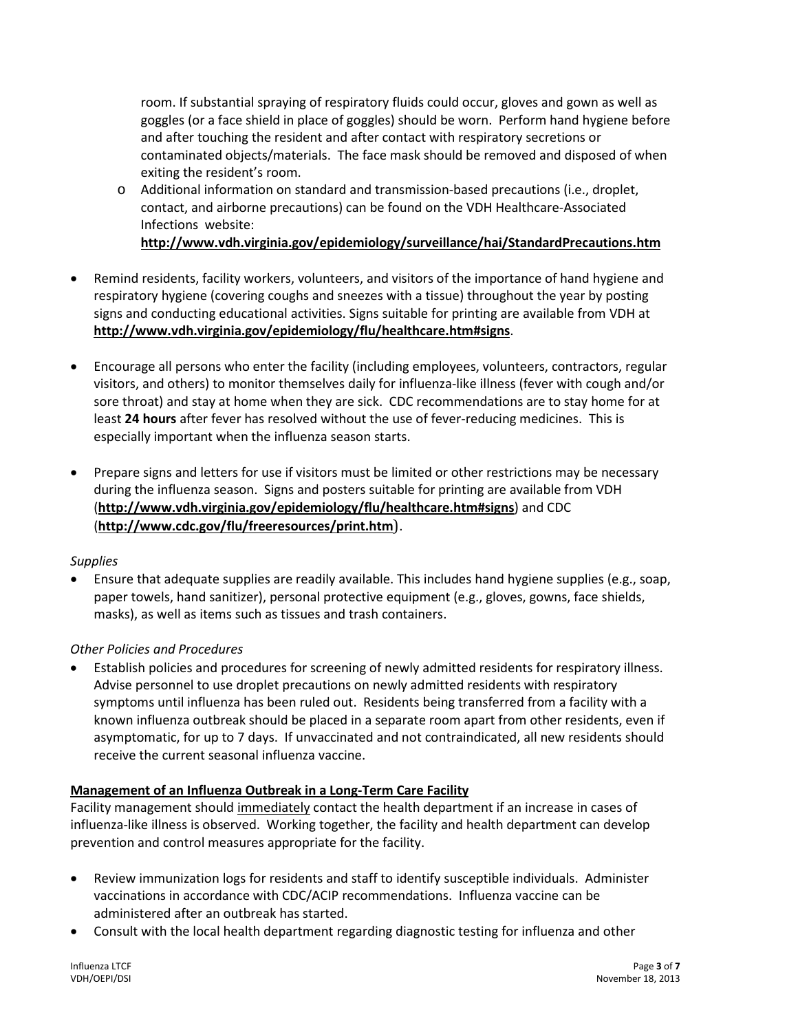room. If substantial spraying of respiratory fluids could occur, gloves and gown as well as goggles (or a face shield in place of goggles) should be worn. Perform hand hygiene before and after touching the resident and after contact with respiratory secretions or contaminated objects/materials. The face mask should be removed and disposed of when exiting the resident's room.

  - Additional information on standard and transmission-based precautions (i.e., droplet, contact, and airborne precautions) can be found on the VDH Healthcare-Associated Infections website: **http://www.vdh.virginia.gov/epidemiology/surveillance/hai/StandardPrecautions.htm**

- Remind residents, facility workers, volunteers, and visitors of the importance of hand hygiene and respiratory hygiene (covering coughs and sneezes with a tissue) throughout the year by posting signs and conducting educational activities. Signs suitable for printing are available from VDH at **http://www.vdh.virginia.gov/epidemiology/flu/healthcare.htm#signs**.

- Encourage all persons who enter the facility (including employees, volunteers, contractors, regular visitors, and others) to monitor themselves daily for influenza-like illness (fever with cough and/or sore throat) and stay at home when they are sick. CDC recommendations are to stay home for at least **24 hours** after fever has resolved without the use of fever-reducing medicines. This is especially important when the influenza season starts.

- Prepare signs and letters for use if visitors must be limited or other restrictions may be necessary during the influenza season. Signs and posters suitable for printing are available from VDH (**http://www.vdh.virginia.gov/epidemiology/flu/healthcare.htm#signs**) and CDC (**http://www.cdc.gov/flu/freeresources/print.htm**).

*Supplies*

- Ensure that adequate supplies are readily available. This includes hand hygiene supplies (e.g., soap, paper towels, hand sanitizer), personal protective equipment (e.g., gloves, gowns, face shields, masks), as well as items such as tissues and trash containers.

*Other Policies and Procedures*

- Establish policies and procedures for screening of newly admitted residents for respiratory illness. Advise personnel to use droplet precautions on newly admitted residents with respiratory symptoms until influenza has been ruled out. Residents being transferred from a facility with a known influenza outbreak should be placed in a separate room apart from other residents, even if asymptomatic, for up to 7 days. If unvaccinated and not contraindicated, all new residents should receive the current seasonal influenza vaccine.

**Management of an Influenza Outbreak in a Long-Term Care Facility**

Facility management should immediately contact the health department if an increase in cases of influenza-like illness is observed. Working together, the facility and health department can develop prevention and control measures appropriate for the facility.

- Review immunization logs for residents and staff to identify susceptible individuals. Administer vaccinations in accordance with CDC/ACIP recommendations. Influenza vaccine can be administered after an outbreak has started.
- Consult with the local health department regarding diagnostic testing for influenza and other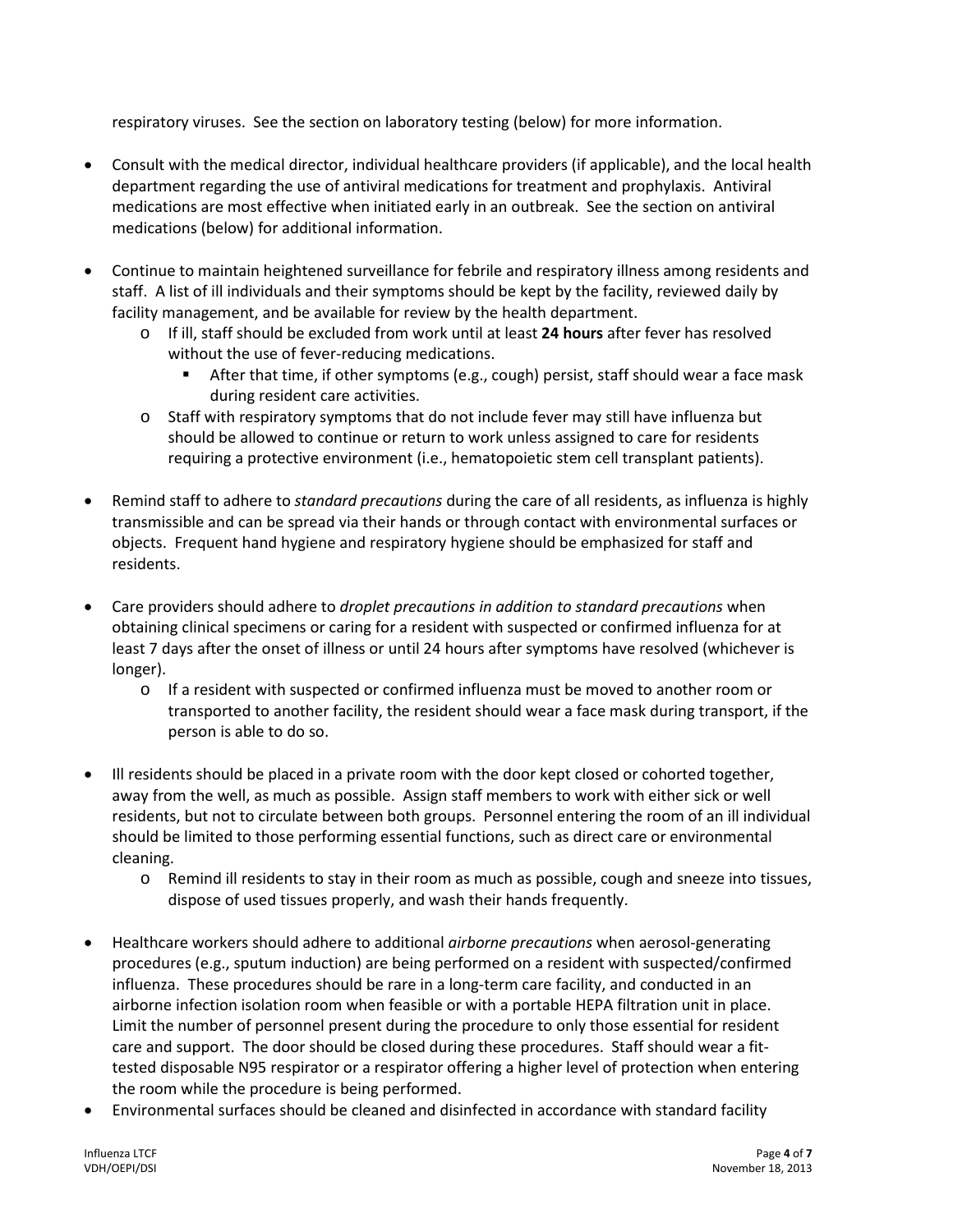respiratory viruses. See the section on laboratory testing (below) for more information.

- Consult with the medical director, individual healthcare providers (if applicable), and the local health department regarding the use of antiviral medications for treatment and prophylaxis. Antiviral medications are most effective when initiated early in an outbreak. See the section on antiviral medications (below) for additional information.

- Continue to maintain heightened surveillance for febrile and respiratory illness among residents and staff. A list of ill individuals and their symptoms should be kept by the facility, reviewed daily by facility management, and be available for review by the health department.
  - If ill, staff should be excluded from work until at least **24 hours** after fever has resolved without the use of fever-reducing medications.
    - After that time, if other symptoms (e.g., cough) persist, staff should wear a face mask during resident care activities.
  - Staff with respiratory symptoms that do not include fever may still have influenza but should be allowed to continue or return to work unless assigned to care for residents requiring a protective environment (i.e., hematopoietic stem cell transplant patients).

- Remind staff to adhere to *standard precautions* during the care of all residents, as influenza is highly transmissible and can be spread via their hands or through contact with environmental surfaces or objects. Frequent hand hygiene and respiratory hygiene should be emphasized for staff and residents.

- Care providers should adhere to *droplet precautions in addition to standard precautions* when obtaining clinical specimens or caring for a resident with suspected or confirmed influenza for at least 7 days after the onset of illness or until 24 hours after symptoms have resolved (whichever is longer).
  - If a resident with suspected or confirmed influenza must be moved to another room or transported to another facility, the resident should wear a face mask during transport, if the person is able to do so.

- Ill residents should be placed in a private room with the door kept closed or cohorted together, away from the well, as much as possible. Assign staff members to work with either sick or well residents, but not to circulate between both groups. Personnel entering the room of an ill individual should be limited to those performing essential functions, such as direct care or environmental cleaning.
  - Remind ill residents to stay in their room as much as possible, cough and sneeze into tissues, dispose of used tissues properly, and wash their hands frequently.

- Healthcare workers should adhere to additional *airborne precautions* when aerosol-generating procedures (e.g., sputum induction) are being performed on a resident with suspected/confirmed influenza. These procedures should be rare in a long-term care facility, and conducted in an airborne infection isolation room when feasible or with a portable HEPA filtration unit in place. Limit the number of personnel present during the procedure to only those essential for resident care and support. The door should be closed during these procedures. Staff should wear a fit-tested disposable N95 respirator or a respirator offering a higher level of protection when entering the room while the procedure is being performed.
- Environmental surfaces should be cleaned and disinfected in accordance with standard facility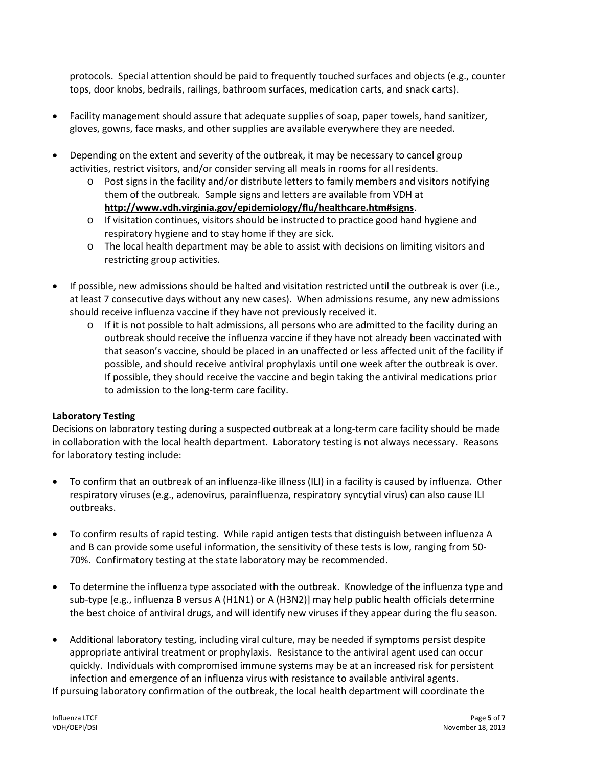protocols. Special attention should be paid to frequently touched surfaces and objects (e.g., counter tops, door knobs, bedrails, railings, bathroom surfaces, medication carts, and snack carts).

- Facility management should assure that adequate supplies of soap, paper towels, hand sanitizer, gloves, gowns, face masks, and other supplies are available everywhere they are needed.

- Depending on the extent and severity of the outbreak, it may be necessary to cancel group activities, restrict visitors, and/or consider serving all meals in rooms for all residents.
    - Post signs in the facility and/or distribute letters to family members and visitors notifying them of the outbreak. Sample signs and letters are available from VDH at **http://www.vdh.virginia.gov/epidemiology/flu/healthcare.htm#signs**.
    - If visitation continues, visitors should be instructed to practice good hand hygiene and respiratory hygiene and to stay home if they are sick.
    - The local health department may be able to assist with decisions on limiting visitors and restricting group activities.

- If possible, new admissions should be halted and visitation restricted until the outbreak is over (i.e., at least 7 consecutive days without any new cases). When admissions resume, any new admissions should receive influenza vaccine if they have not previously received it.
    - If it is not possible to halt admissions, all persons who are admitted to the facility during an outbreak should receive the influenza vaccine if they have not already been vaccinated with that season's vaccine, should be placed in an unaffected or less affected unit of the facility if possible, and should receive antiviral prophylaxis until one week after the outbreak is over. If possible, they should receive the vaccine and begin taking the antiviral medications prior to admission to the long-term care facility.

**Laboratory Testing**

Decisions on laboratory testing during a suspected outbreak at a long-term care facility should be made in collaboration with the local health department. Laboratory testing is not always necessary. Reasons for laboratory testing include:

- To confirm that an outbreak of an influenza-like illness (ILI) in a facility is caused by influenza. Other respiratory viruses (e.g., adenovirus, parainfluenza, respiratory syncytial virus) can also cause ILI outbreaks.

- To confirm results of rapid testing. While rapid antigen tests that distinguish between influenza A and B can provide some useful information, the sensitivity of these tests is low, ranging from 50-70%. Confirmatory testing at the state laboratory may be recommended.

- To determine the influenza type associated with the outbreak. Knowledge of the influenza type and sub-type [e.g., influenza B versus A (H1N1) or A (H3N2)] may help public health officials determine the best choice of antiviral drugs, and will identify new viruses if they appear during the flu season.

- Additional laboratory testing, including viral culture, may be needed if symptoms persist despite appropriate antiviral treatment or prophylaxis. Resistance to the antiviral agent used can occur quickly. Individuals with compromised immune systems may be at an increased risk for persistent infection and emergence of an influenza virus with resistance to available antiviral agents.

If pursuing laboratory confirmation of the outbreak, the local health department will coordinate the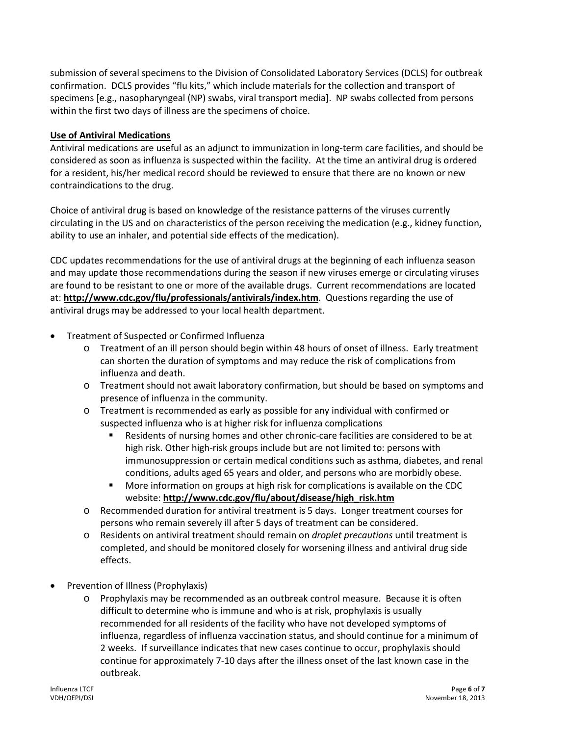submission of several specimens to the Division of Consolidated Laboratory Services (DCLS) for outbreak confirmation. DCLS provides "flu kits," which include materials for the collection and transport of specimens [e.g., nasopharyngeal (NP) swabs, viral transport media]. NP swabs collected from persons within the first two days of illness are the specimens of choice.

**Use of Antiviral Medications**

Antiviral medications are useful as an adjunct to immunization in long-term care facilities, and should be considered as soon as influenza is suspected within the facility. At the time an antiviral drug is ordered for a resident, his/her medical record should be reviewed to ensure that there are no known or new contraindications to the drug.

Choice of antiviral drug is based on knowledge of the resistance patterns of the viruses currently circulating in the US and on characteristics of the person receiving the medication (e.g., kidney function, ability to use an inhaler, and potential side effects of the medication).

CDC updates recommendations for the use of antiviral drugs at the beginning of each influenza season and may update those recommendations during the season if new viruses emerge or circulating viruses are found to be resistant to one or more of the available drugs. Current recommendations are located at: **http://www.cdc.gov/flu/professionals/antivirals/index.htm**. Questions regarding the use of antiviral drugs may be addressed to your local health department.

- Treatment of Suspected or Confirmed Influenza
    - Treatment of an ill person should begin within 48 hours of onset of illness. Early treatment can shorten the duration of symptoms and may reduce the risk of complications from influenza and death.
    - Treatment should not await laboratory confirmation, but should be based on symptoms and presence of influenza in the community.
    - Treatment is recommended as early as possible for any individual with confirmed or suspected influenza who is at higher risk for influenza complications
        - Residents of nursing homes and other chronic-care facilities are considered to be at high risk. Other high-risk groups include but are not limited to: persons with immunosuppression or certain medical conditions such as asthma, diabetes, and renal conditions, adults aged 65 years and older, and persons who are morbidly obese.
        - More information on groups at high risk for complications is available on the CDC website: **http://www.cdc.gov/flu/about/disease/high_risk.htm**
    - Recommended duration for antiviral treatment is 5 days. Longer treatment courses for persons who remain severely ill after 5 days of treatment can be considered.
    - Residents on antiviral treatment should remain on *droplet precautions* until treatment is completed, and should be monitored closely for worsening illness and antiviral drug side effects.

- Prevention of Illness (Prophylaxis)
    - Prophylaxis may be recommended as an outbreak control measure. Because it is often difficult to determine who is immune and who is at risk, prophylaxis is usually recommended for all residents of the facility who have not developed symptoms of influenza, regardless of influenza vaccination status, and should continue for a minimum of 2 weeks. If surveillance indicates that new cases continue to occur, prophylaxis should continue for approximately 7-10 days after the illness onset of the last known case in the outbreak.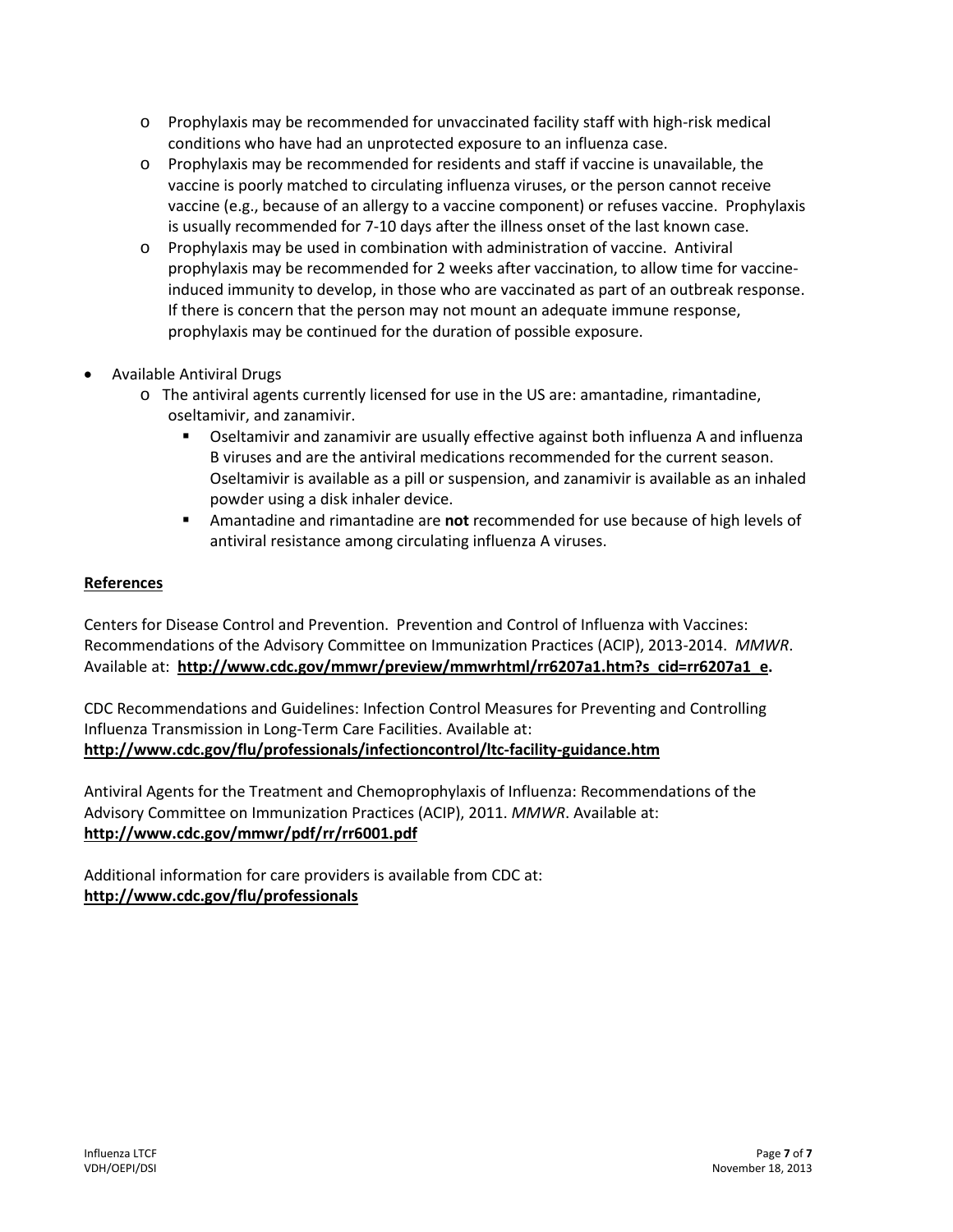- Prophylaxis may be recommended for unvaccinated facility staff with high-risk medical conditions who have had an unprotected exposure to an influenza case.
  - Prophylaxis may be recommended for residents and staff if vaccine is unavailable, the vaccine is poorly matched to circulating influenza viruses, or the person cannot receive vaccine (e.g., because of an allergy to a vaccine component) or refuses vaccine. Prophylaxis is usually recommended for 7-10 days after the illness onset of the last known case.
  - Prophylaxis may be used in combination with administration of vaccine. Antiviral prophylaxis may be recommended for 2 weeks after vaccination, to allow time for vaccine-induced immunity to develop, in those who are vaccinated as part of an outbreak response. If there is concern that the person may not mount an adequate immune response, prophylaxis may be continued for the duration of possible exposure.

- Available Antiviral Drugs
  - The antiviral agents currently licensed for use in the US are: amantadine, rimantadine, oseltamivir, and zanamivir.
    - Oseltamivir and zanamivir are usually effective against both influenza A and influenza B viruses and are the antiviral medications recommended for the current season. Oseltamivir is available as a pill or suspension, and zanamivir is available as an inhaled powder using a disk inhaler device.
    - Amantadine and rimantadine are **not** recommended for use because of high levels of antiviral resistance among circulating influenza A viruses.

**References**

Centers for Disease Control and Prevention. Prevention and Control of Influenza with Vaccines: Recommendations of the Advisory Committee on Immunization Practices (ACIP), 2013-2014. *MMWR*. Available at: **http://www.cdc.gov/mmwr/preview/mmwrhtml/rr6207a1.htm?s_cid=rr6207a1_e.**

CDC Recommendations and Guidelines: Infection Control Measures for Preventing and Controlling Influenza Transmission in Long-Term Care Facilities. Available at: **http://www.cdc.gov/flu/professionals/infectioncontrol/ltc-facility-guidance.htm**

Antiviral Agents for the Treatment and Chemoprophylaxis of Influenza: Recommendations of the Advisory Committee on Immunization Practices (ACIP), 2011. *MMWR*. Available at: **http://www.cdc.gov/mmwr/pdf/rr/rr6001.pdf**

Additional information for care providers is available from CDC at: **http://www.cdc.gov/flu/professionals**